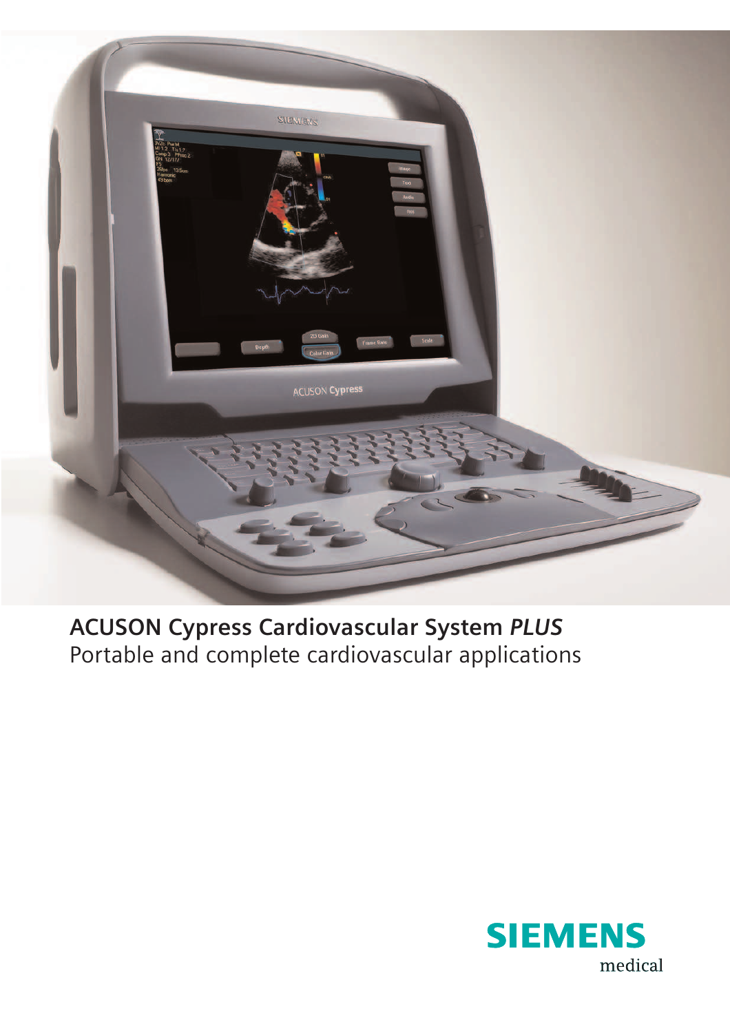# ACUSON Cypress Cardiovascular System *PLUS*

Portable and complete cardiovascular applications

SIEMENS
medical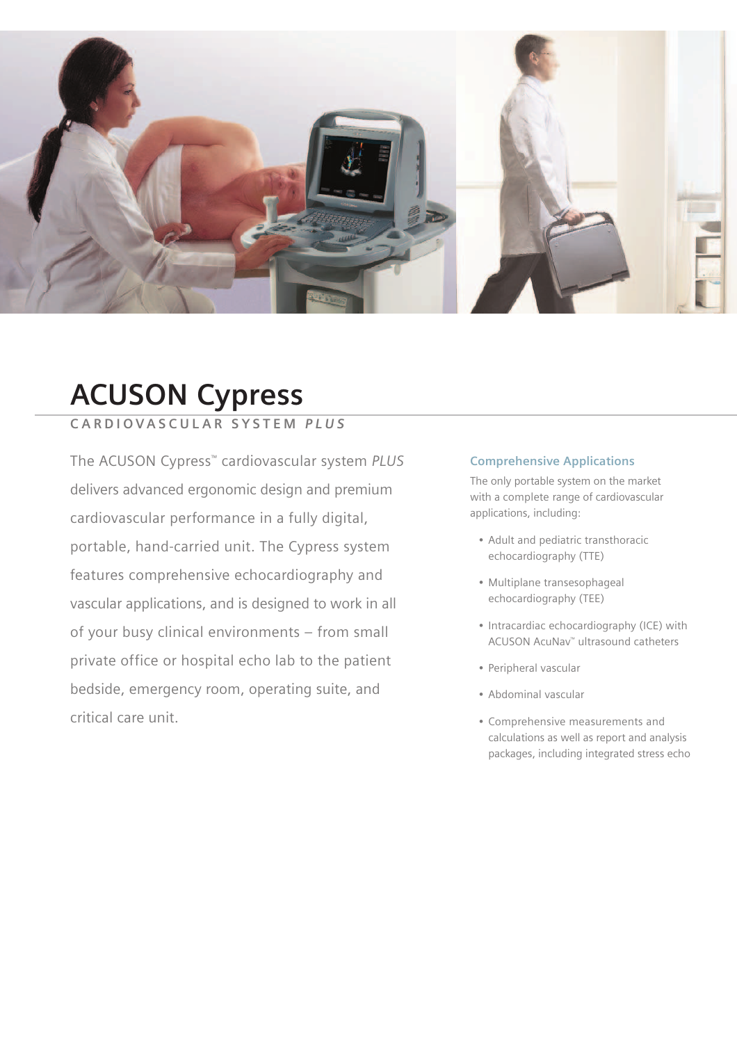# ACUSON Cypress

**CARDIOVASCULAR SYSTEM *PLUS***

The ACUSON Cypress™ cardiovascular system *PLUS* delivers advanced ergonomic design and premium cardiovascular performance in a fully digital, portable, hand-carried unit. The Cypress system features comprehensive echocardiography and vascular applications, and is designed to work in all of your busy clinical environments – from small private office or hospital echo lab to the patient bedside, emergency room, operating suite, and critical care unit.

### Comprehensive Applications

The only portable system on the market with a complete range of cardiovascular applications, including:

- Adult and pediatric transthoracic echocardiography (TTE)
- Multiplane transesophageal echocardiography (TEE)
- Intracardiac echocardiography (ICE) with ACUSON AcuNav™ ultrasound catheters
- Peripheral vascular
- Abdominal vascular
- Comprehensive measurements and calculations as well as report and analysis packages, including integrated stress echo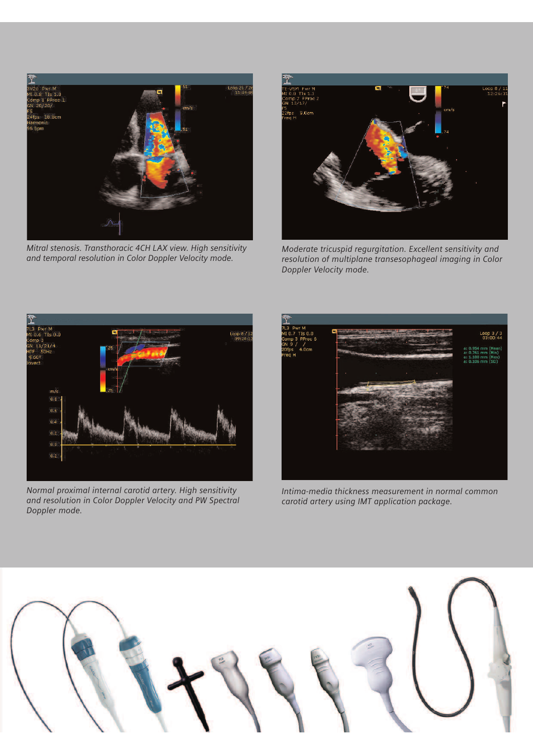Mitral stenosis. Transthoracic 4CH LAX view. High sensitivity and temporal resolution in Color Doppler Velocity mode.

Moderate tricuspid regurgitation. Excellent sensitivity and resolution of multiplane transesophageal imaging in Color Doppler Velocity mode.

Normal proximal internal carotid artery. High sensitivity and resolution in Color Doppler Velocity and PW Spectral Doppler mode.

Intima-media thickness measurement in normal common carotid artery using IMT application package.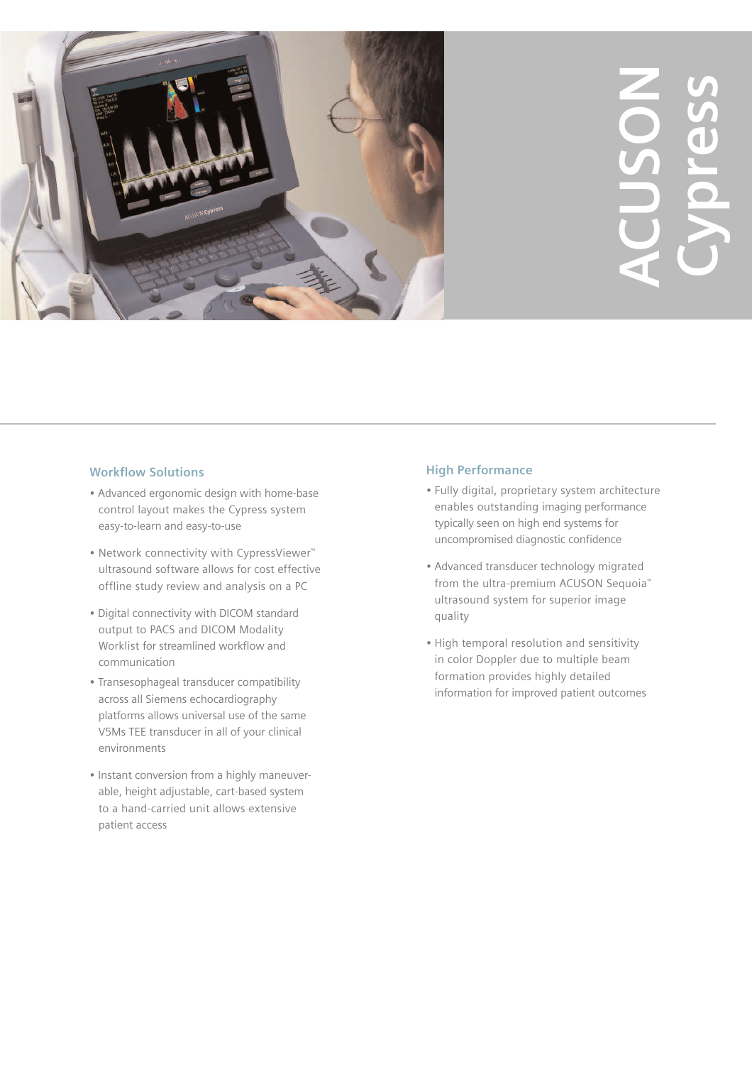# ACUSON Cypress

## Workflow Solutions

- Advanced ergonomic design with home-base control layout makes the Cypress system easy-to-learn and easy-to-use
- Network connectivity with CypressViewer™ ultrasound software allows for cost effective offline study review and analysis on a PC
- Digital connectivity with DICOM standard output to PACS and DICOM Modality Worklist for streamlined workflow and communication
- Transesophageal transducer compatibility across all Siemens echocardiography platforms allows universal use of the same V5Ms TEE transducer in all of your clinical environments
- Instant conversion from a highly maneuverable, height adjustable, cart-based system to a hand-carried unit allows extensive patient access

## High Performance

- Fully digital, proprietary system architecture enables outstanding imaging performance typically seen on high end systems for uncompromised diagnostic confidence
- Advanced transducer technology migrated from the ultra-premium ACUSON Sequoia™ ultrasound system for superior image quality
- High temporal resolution and sensitivity in color Doppler due to multiple beam formation provides highly detailed information for improved patient outcomes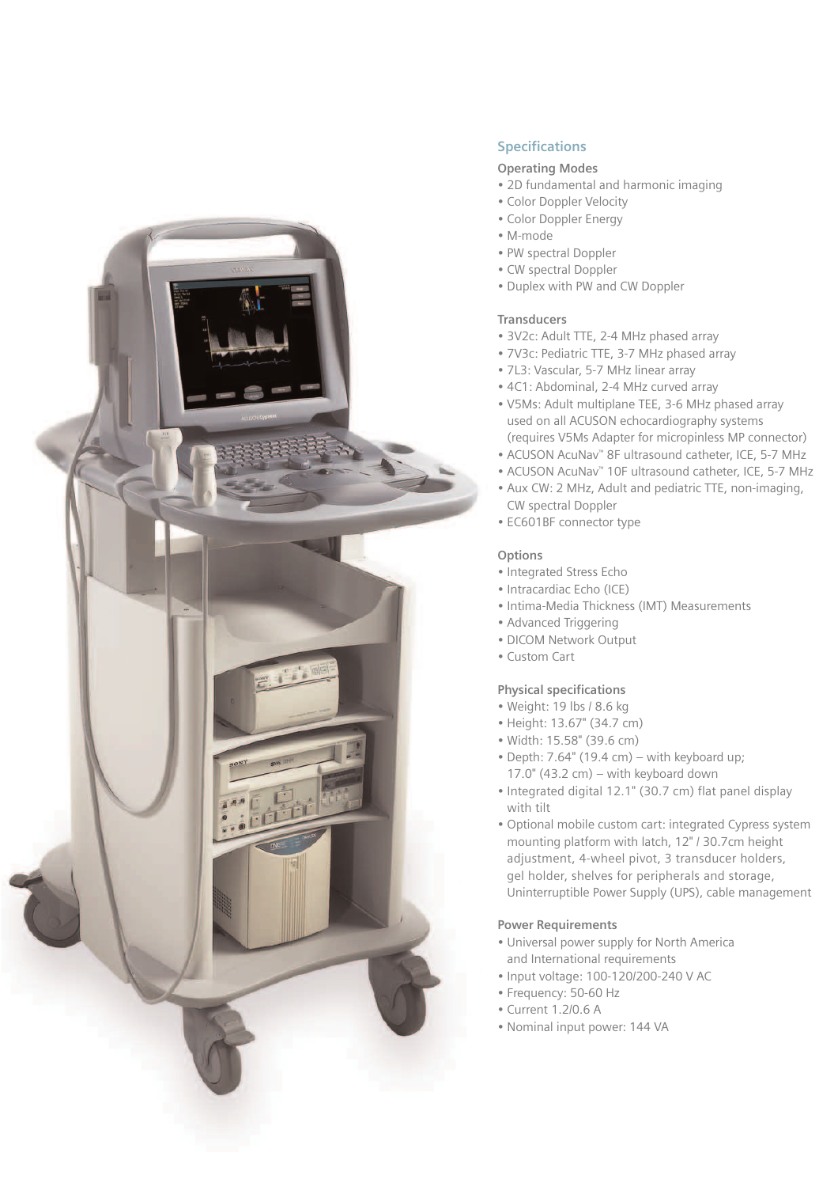## Specifications

### Operating Modes

- 2D fundamental and harmonic imaging
- Color Doppler Velocity
- Color Doppler Energy
- M-mode
- PW spectral Doppler
- CW spectral Doppler
- Duplex with PW and CW Doppler

### Transducers

- 3V2c: Adult TTE, 2-4 MHz phased array
- 7V3c: Pediatric TTE, 3-7 MHz phased array
- 7L3: Vascular, 5-7 MHz linear array
- 4C1: Abdominal, 2-4 MHz curved array
- V5Ms: Adult multiplane TEE, 3-6 MHz phased array used on all ACUSON echocardiography systems (requires V5Ms Adapter for micropinless MP connector)
- ACUSON AcuNav™ 8F ultrasound catheter, ICE, 5-7 MHz
- ACUSON AcuNav™ 10F ultrasound catheter, ICE, 5-7 MHz
- Aux CW: 2 MHz, Adult and pediatric TTE, non-imaging, CW spectral Doppler
- EC601BF connector type

### Options

- Integrated Stress Echo
- Intracardiac Echo (ICE)
- Intima-Media Thickness (IMT) Measurements
- Advanced Triggering
- DICOM Network Output
- Custom Cart

### Physical specifications

- Weight: 19 lbs / 8.6 kg
- Height: 13.67" (34.7 cm)
- Width: 15.58" (39.6 cm)
- Depth: 7.64" (19.4 cm) – with keyboard up; 17.0" (43.2 cm) – with keyboard down
- Integrated digital 12.1" (30.7 cm) flat panel display with tilt
- Optional mobile custom cart: integrated Cypress system mounting platform with latch, 12" / 30.7cm height adjustment, 4-wheel pivot, 3 transducer holders, gel holder, shelves for peripherals and storage, Uninterruptible Power Supply (UPS), cable management

### Power Requirements

- Universal power supply for North America and International requirements
- Input voltage: 100-120/200-240 V AC
- Frequency: 50-60 Hz
- Current 1.2/0.6 A
- Nominal input power: 144 VA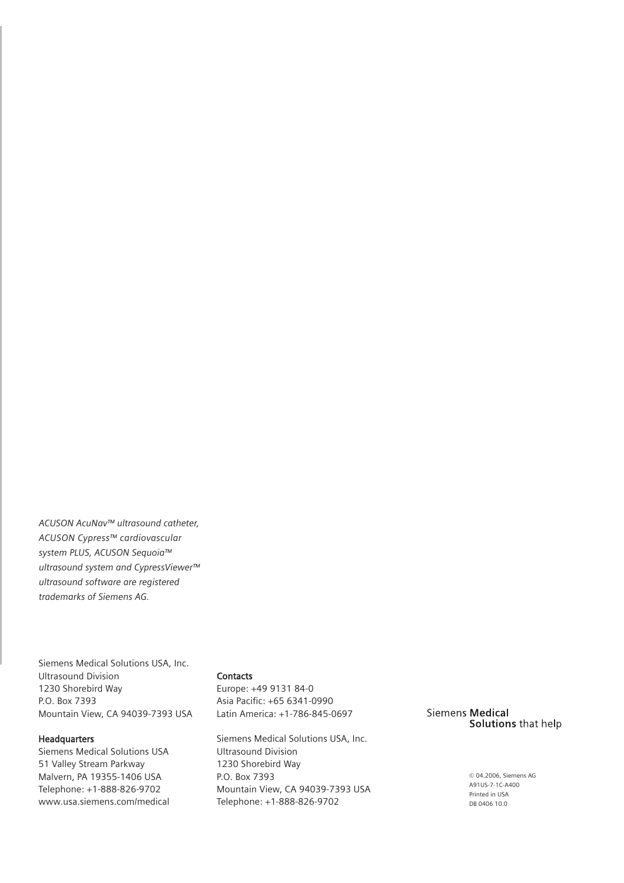*ACUSON AcuNav™ ultrasound catheter, ACUSON Cypress™ cardiovascular system PLUS, ACUSON Sequoia™ ultrasound system and CypressViewer™ ultrasound software are registered trademarks of Siemens AG.*

Siemens Medical Solutions USA, Inc.
Ultrasound Division
1230 Shorebird Way
P.O. Box 7393
Mountain View, CA 94039-7393 USA

**Headquarters**
Siemens Medical Solutions USA
51 Valley Stream Parkway
Malvern, PA 19355-1406 USA
Telephone: +1-888-826-9702
www.usa.siemens.com/medical

**Contacts**
Europe: +49 9131 84-0
Asia Pacific: +65 6341-0990
Latin America: +1-786-845-0697

Siemens Medical Solutions USA, Inc.
Ultrasound Division
1230 Shorebird Way
P.O. Box 7393
Mountain View, CA 94039-7393 USA
Telephone: +1-888-826-9702

Siemens **Medical Solutions** that help

© 04.2006, Siemens AG
A91US-7-1C-A400
Printed in USA
DB 0406 10.0